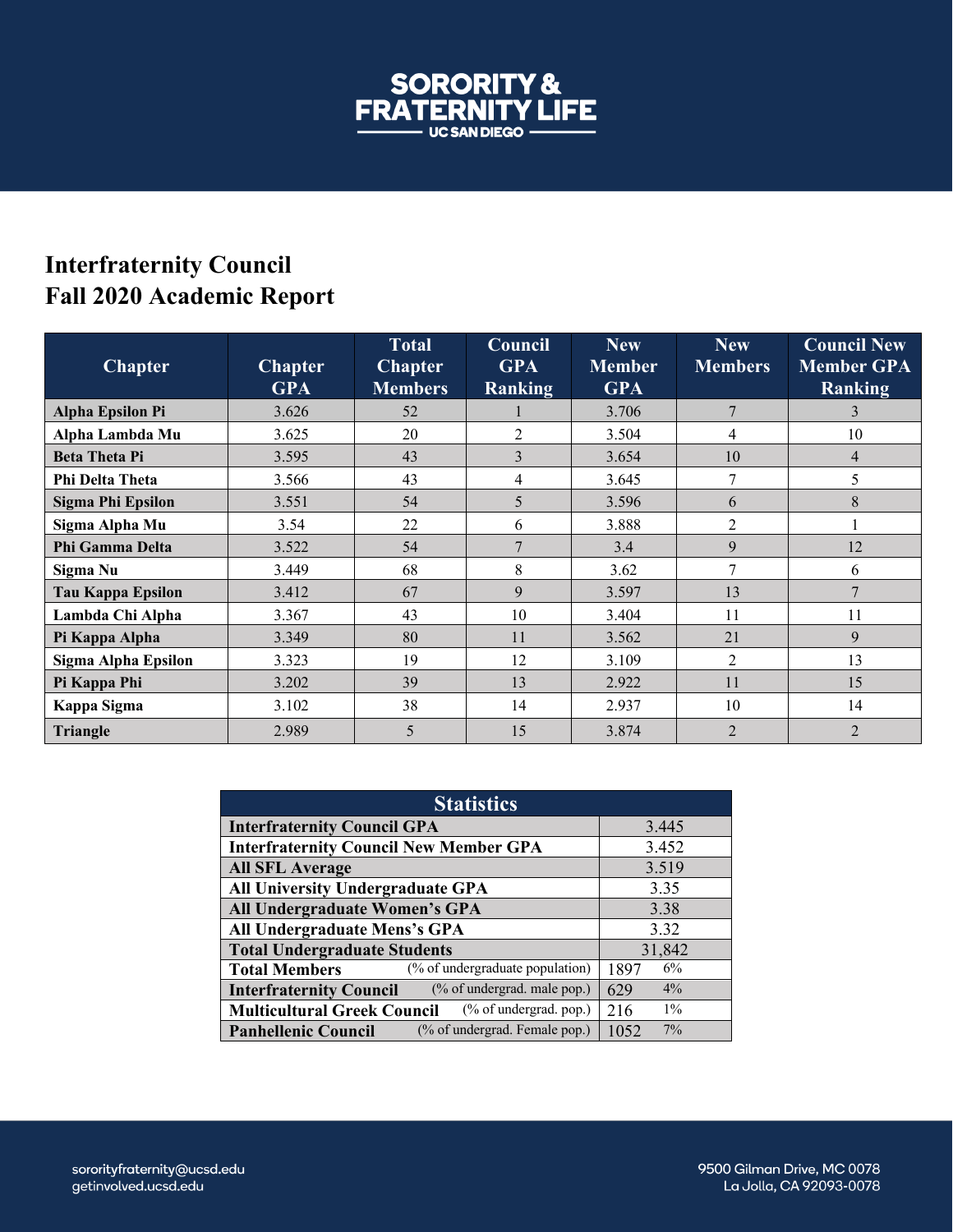# SORORITY & FRATERNITY LIFE

UC SAN DIEGO

## Interfraternity Council
## Fall 2020 Academic Report

| Chapter | Chapter GPA | Total Chapter Members | Council GPA Ranking | New Member GPA | New Members | Council New Member GPA Ranking |
|---|---|---|---|---|---|---|
| Alpha Epsilon Pi | 3.626 | 52 | 1 | 3.706 | 7 | 3 |
| Alpha Lambda Mu | 3.625 | 20 | 2 | 3.504 | 4 | 10 |
| Beta Theta Pi | 3.595 | 43 | 3 | 3.654 | 10 | 4 |
| Phi Delta Theta | 3.566 | 43 | 4 | 3.645 | 7 | 5 |
| Sigma Phi Epsilon | 3.551 | 54 | 5 | 3.596 | 6 | 8 |
| Sigma Alpha Mu | 3.54 | 22 | 6 | 3.888 | 2 | 1 |
| Phi Gamma Delta | 3.522 | 54 | 7 | 3.4 | 9 | 12 |
| Sigma Nu | 3.449 | 68 | 8 | 3.62 | 7 | 6 |
| Tau Kappa Epsilon | 3.412 | 67 | 9 | 3.597 | 13 | 7 |
| Lambda Chi Alpha | 3.367 | 43 | 10 | 3.404 | 11 | 11 |
| Pi Kappa Alpha | 3.349 | 80 | 11 | 3.562 | 21 | 9 |
| Sigma Alpha Epsilon | 3.323 | 19 | 12 | 3.109 | 2 | 13 |
| Pi Kappa Phi | 3.202 | 39 | 13 | 2.922 | 11 | 15 |
| Kappa Sigma | 3.102 | 38 | 14 | 2.937 | 10 | 14 |
| Triangle | 2.989 | 5 | 15 | 3.874 | 2 | 2 |

| Statistics | | |
|---|---|---|
| Interfraternity Council GPA | 3.445 | |
| Interfraternity Council New Member GPA | 3.452 | |
| All SFL Average | 3.519 | |
| All University Undergraduate GPA | 3.35 | |
| All Undergraduate Women's GPA | 3.38 | |
| All Undergraduate Mens's GPA | 3.32 | |
| Total Undergraduate Students | 31,842 | |
| Total Members (% of undergraduate population) | 1897 | 6% |
| Interfraternity Council (% of undergrad. male pop.) | 629 | 4% |
| Multicultural Greek Council (% of undergrad. pop.) | 216 | 1% |
| Panhellenic Council (% of undergrad. Female pop.) | 1052 | 7% |

sororityfraternity@ucsd.edu
getinvolved.ucsd.edu

9500 Gilman Drive, MC 0078
La Jolla, CA 92093-0078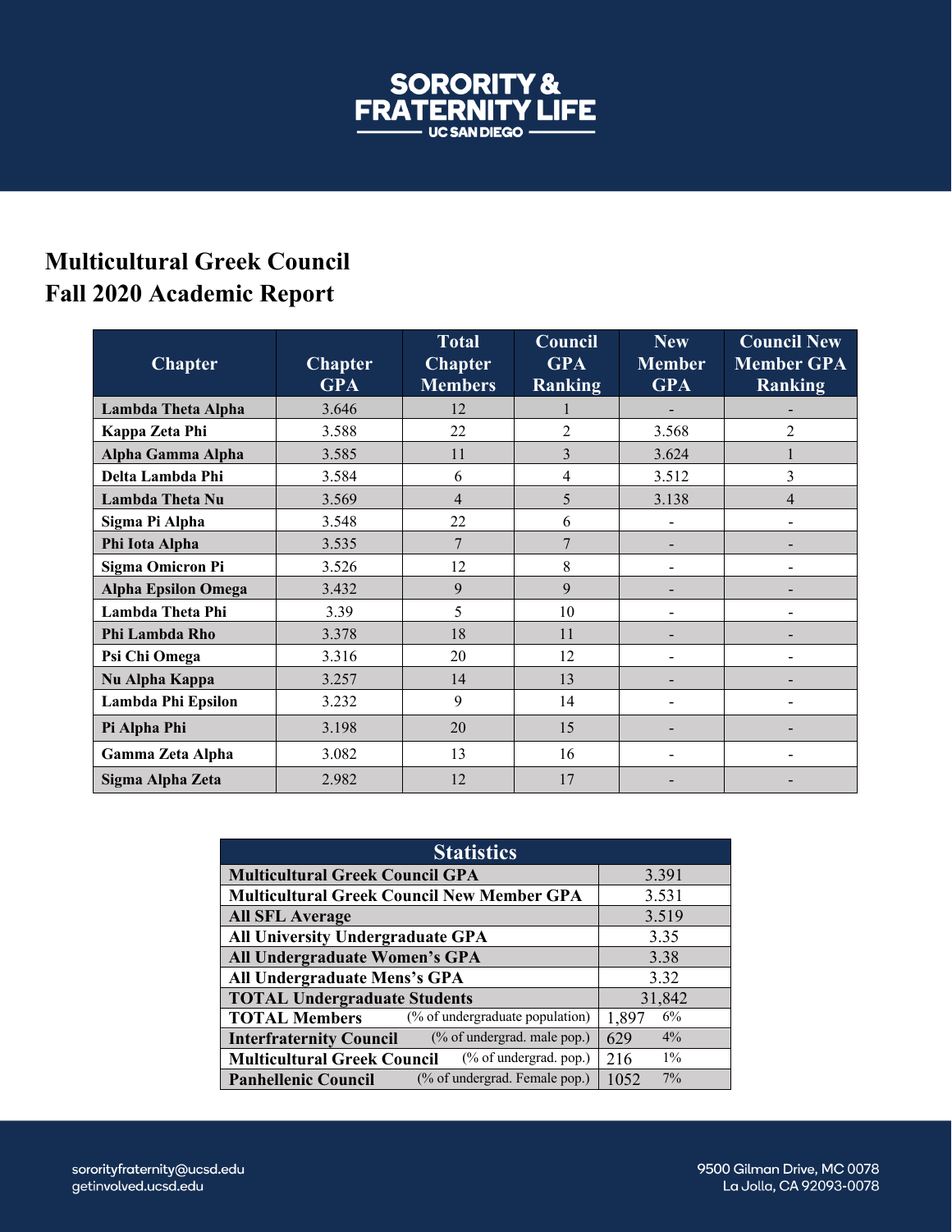# SORORITY & FRATERNITY LIFE

UC SAN DIEGO

## Multicultural Greek Council
## Fall 2020 Academic Report

| Chapter | Chapter GPA | Total Chapter Members | Council GPA Ranking | New Member GPA | Council New Member GPA Ranking |
|---|---|---|---|---|---|
| Lambda Theta Alpha | 3.646 | 12 | 1 | - | - |
| Kappa Zeta Phi | 3.588 | 22 | 2 | 3.568 | 2 |
| Alpha Gamma Alpha | 3.585 | 11 | 3 | 3.624 | 1 |
| Delta Lambda Phi | 3.584 | 6 | 4 | 3.512 | 3 |
| Lambda Theta Nu | 3.569 | 4 | 5 | 3.138 | 4 |
| Sigma Pi Alpha | 3.548 | 22 | 6 | - | - |
| Phi Iota Alpha | 3.535 | 7 | 7 | - | - |
| Sigma Omicron Pi | 3.526 | 12 | 8 | - | - |
| Alpha Epsilon Omega | 3.432 | 9 | 9 | - | - |
| Lambda Theta Phi | 3.39 | 5 | 10 | - | - |
| Phi Lambda Rho | 3.378 | 18 | 11 | - | - |
| Psi Chi Omega | 3.316 | 20 | 12 | - | - |
| Nu Alpha Kappa | 3.257 | 14 | 13 | - | - |
| Lambda Phi Epsilon | 3.232 | 9 | 14 | - | - |
| Pi Alpha Phi | 3.198 | 20 | 15 | - | - |
| Gamma Zeta Alpha | 3.082 | 13 | 16 | - | - |
| Sigma Alpha Zeta | 2.982 | 12 | 17 | - | - |

| Statistics | | |
|---|---|---|
| Multicultural Greek Council GPA | 3.391 | |
| Multicultural Greek Council New Member GPA | 3.531 | |
| All SFL Average | 3.519 | |
| All University Undergraduate GPA | 3.35 | |
| All Undergraduate Women's GPA | 3.38 | |
| All Undergraduate Mens's GPA | 3.32 | |
| TOTAL Undergraduate Students | 31,842 | |
| TOTAL Members (% of undergraduate population) | 1,897 | 6% |
| Interfraternity Council (% of undergrad. male pop.) | 629 | 4% |
| Multicultural Greek Council (% of undergrad. pop.) | 216 | 1% |
| Panhellenic Council (% of undergrad. Female pop.) | 1052 | 7% |

sororityfraternity@ucsd.edu
getinvolved.ucsd.edu

9500 Gilman Drive, MC 0078
La Jolla, CA 92093-0078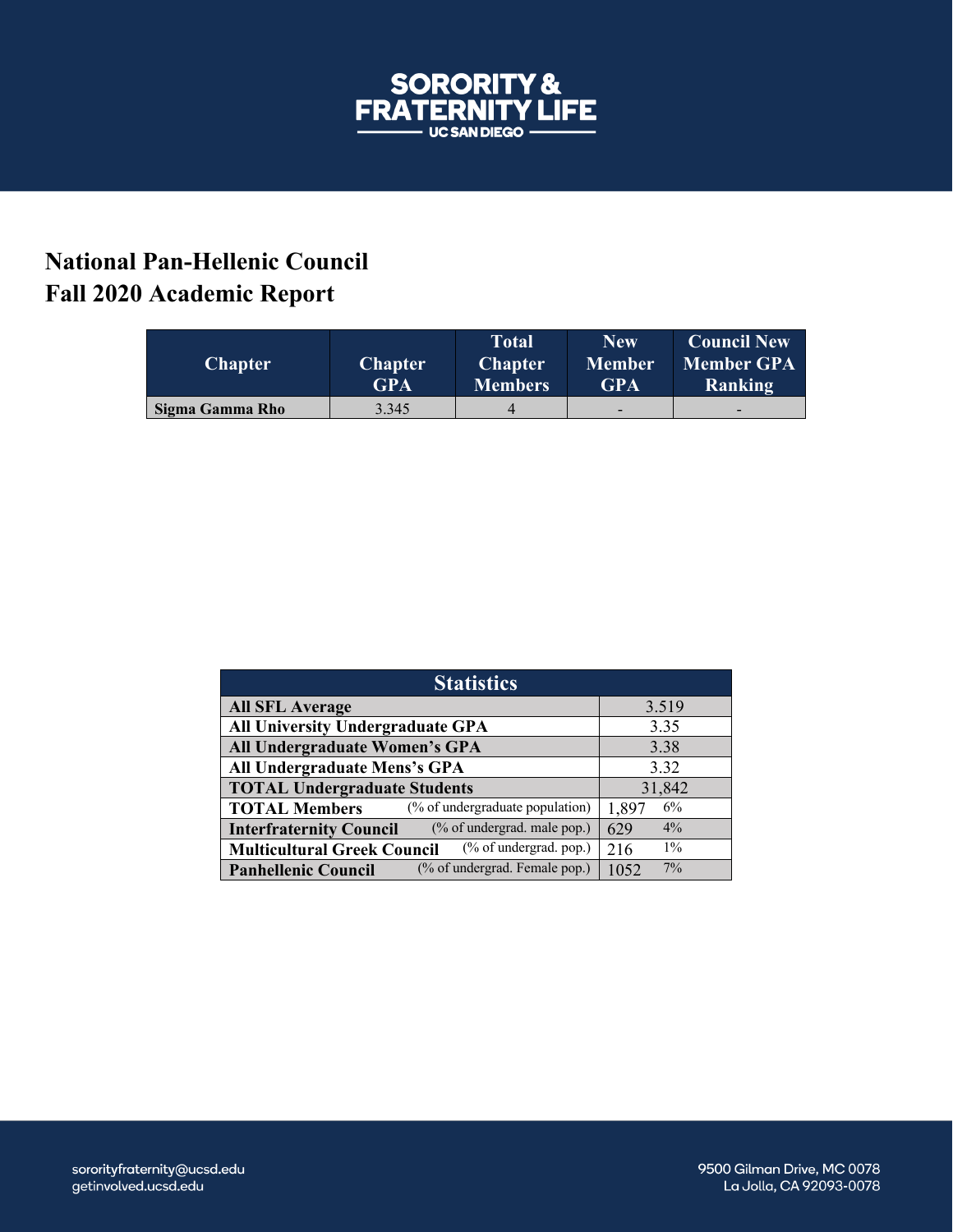SORORITY & FRATERNITY LIFE
UC SAN DIEGO

## National Pan-Hellenic Council
## Fall 2020 Academic Report

| Chapter | Chapter GPA | Total Chapter Members | New Member GPA | Council New Member GPA Ranking |
|---|---|---|---|---|
| **Sigma Gamma Rho** | 3.345 | 4 | - | - |

| Statistics | | |
|---|---|---|
| **All SFL Average** | 3.519 | |
| **All University Undergraduate GPA** | 3.35 | |
| **All Undergraduate Women's GPA** | 3.38 | |
| **All Undergraduate Mens's GPA** | 3.32 | |
| **TOTAL Undergraduate Students** | 31,842 | |
| **TOTAL Members** (% of undergraduate population) | 1,897 | 6% |
| **Interfraternity Council** (% of undergrad. male pop.) | 629 | 4% |
| **Multicultural Greek Council** (% of undergrad. pop.) | 216 | 1% |
| **Panhellenic Council** (% of undergrad. Female pop.) | 1052 | 7% |

sororityfraternity@ucsd.edu
getinvolved.ucsd.edu

9500 Gilman Drive, MC 0078
La Jolla, CA 92093-0078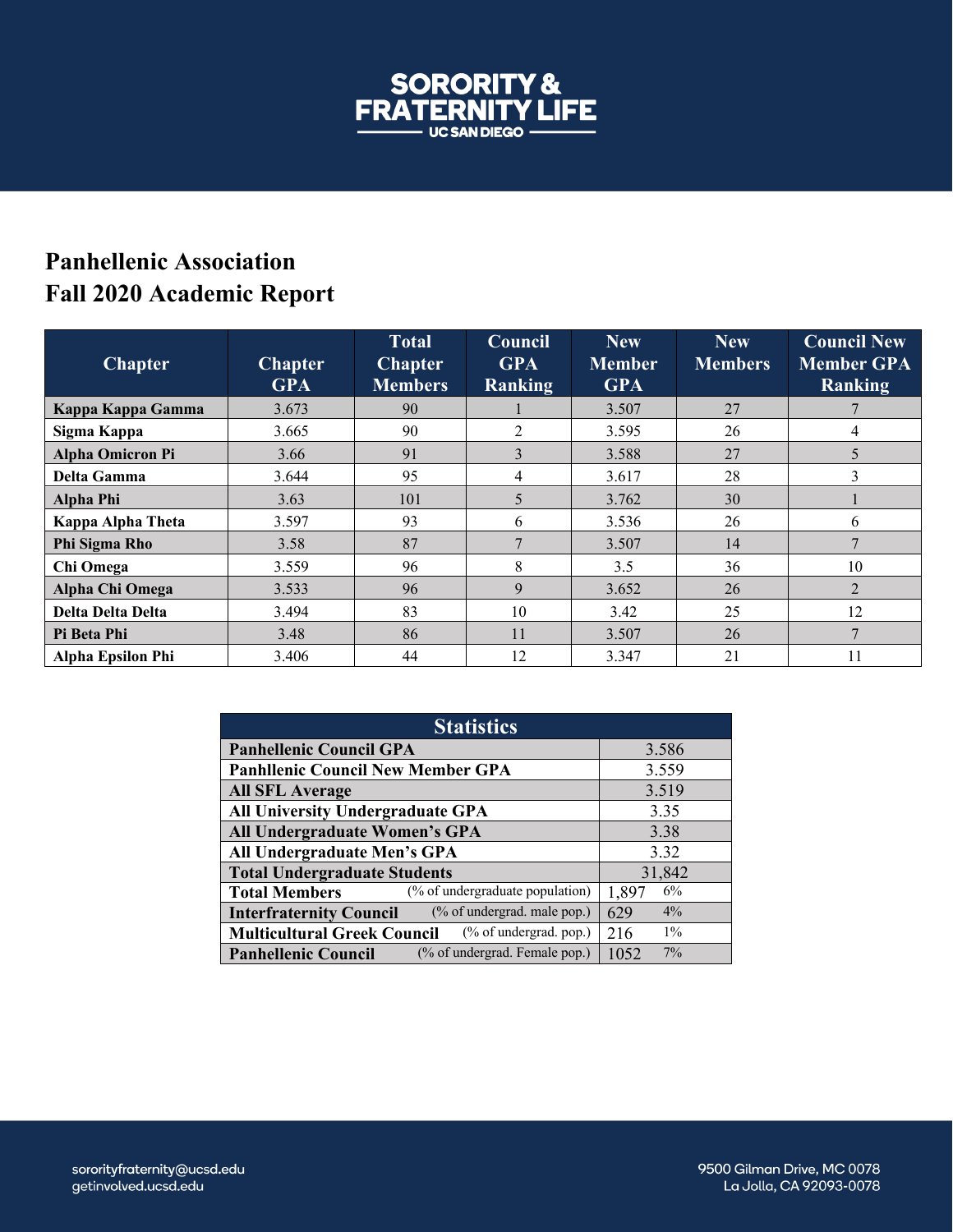# SORORITY & FRATERNITY LIFE

UC SAN DIEGO

## Panhellenic Association
## Fall 2020 Academic Report

| Chapter | Chapter GPA | Total Chapter Members | Council GPA Ranking | New Member GPA | New Members | Council New Member GPA Ranking |
|---|---|---|---|---|---|---|
| **Kappa Kappa Gamma** | 3.673 | 90 | 1 | 3.507 | 27 | 7 |
| **Sigma Kappa** | 3.665 | 90 | 2 | 3.595 | 26 | 4 |
| **Alpha Omicron Pi** | 3.66 | 91 | 3 | 3.588 | 27 | 5 |
| **Delta Gamma** | 3.644 | 95 | 4 | 3.617 | 28 | 3 |
| **Alpha Phi** | 3.63 | 101 | 5 | 3.762 | 30 | 1 |
| **Kappa Alpha Theta** | 3.597 | 93 | 6 | 3.536 | 26 | 6 |
| **Phi Sigma Rho** | 3.58 | 87 | 7 | 3.507 | 14 | 7 |
| **Chi Omega** | 3.559 | 96 | 8 | 3.5 | 36 | 10 |
| **Alpha Chi Omega** | 3.533 | 96 | 9 | 3.652 | 26 | 2 |
| **Delta Delta Delta** | 3.494 | 83 | 10 | 3.42 | 25 | 12 |
| **Pi Beta Phi** | 3.48 | 86 | 11 | 3.507 | 26 | 7 |
| **Alpha Epsilon Phi** | 3.406 | 44 | 12 | 3.347 | 21 | 11 |

| Statistics | | |
|---|---|---|
| **Panhellenic Council GPA** | 3.586 | |
| **Panhllenic Council New Member GPA** | 3.559 | |
| **All SFL Average** | 3.519 | |
| **All University Undergraduate GPA** | 3.35 | |
| **All Undergraduate Women's GPA** | 3.38 | |
| **All Undergraduate Men's GPA** | 3.32 | |
| **Total Undergraduate Students** | 31,842 | |
| **Total Members** (% of undergraduate population) | 1,897 | 6% |
| **Interfraternity Council** (% of undergrad. male pop.) | 629 | 4% |
| **Multicultural Greek Council** (% of undergrad. pop.) | 216 | 1% |
| **Panhellenic Council** (% of undergrad. Female pop.) | 1052 | 7% |

sororityfraternity@ucsd.edu
getinvolved.ucsd.edu

9500 Gilman Drive, MC 0078
La Jolla, CA 92093-0078